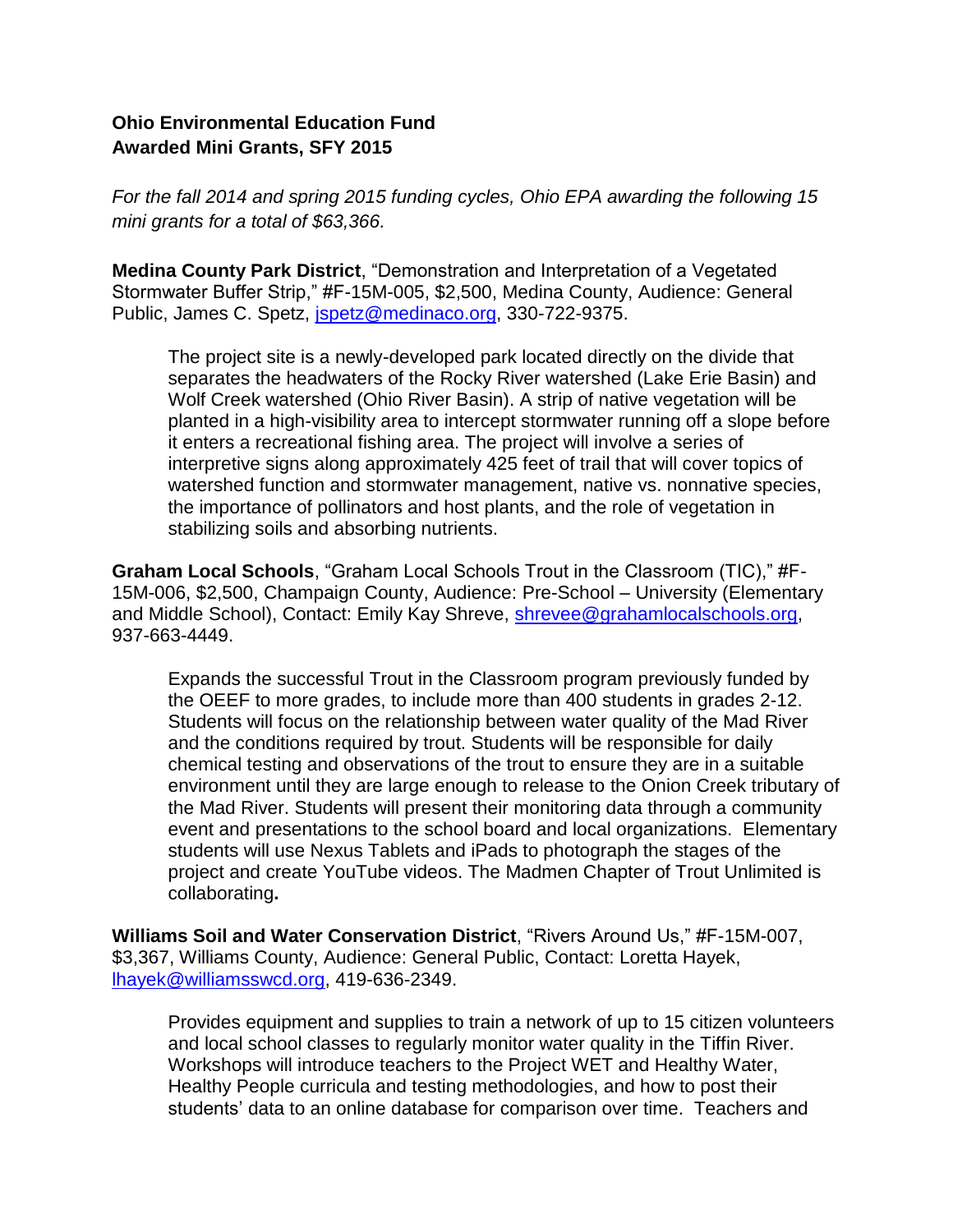**Ohio Environmental Education Fund**
**Awarded Mini Grants, SFY 2015**

*For the fall 2014 and spring 2015 funding cycles, Ohio EPA awarding the following 15 mini grants for a total of $63,366.*

**Medina County Park District**, "Demonstration and Interpretation of a Vegetated Stormwater Buffer Strip," #F-15M-005, $2,500, Medina County, Audience: General Public, James C. Spetz, jspetz@medinaco.org, 330-722-9375.

> The project site is a newly-developed park located directly on the divide that separates the headwaters of the Rocky River watershed (Lake Erie Basin) and Wolf Creek watershed (Ohio River Basin). A strip of native vegetation will be planted in a high-visibility area to intercept stormwater running off a slope before it enters a recreational fishing area. The project will involve a series of interpretive signs along approximately 425 feet of trail that will cover topics of watershed function and stormwater management, native vs. nonnative species, the importance of pollinators and host plants, and the role of vegetation in stabilizing soils and absorbing nutrients.

**Graham Local Schools**, "Graham Local Schools Trout in the Classroom (TIC)," #F-15M-006, $2,500, Champaign County, Audience: Pre-School – University (Elementary and Middle School), Contact: Emily Kay Shreve, shrevee@grahamlocalschools.org, 937-663-4449.

> Expands the successful Trout in the Classroom program previously funded by the OEEF to more grades, to include more than 400 students in grades 2-12. Students will focus on the relationship between water quality of the Mad River and the conditions required by trout. Students will be responsible for daily chemical testing and observations of the trout to ensure they are in a suitable environment until they are large enough to release to the Onion Creek tributary of the Mad River. Students will present their monitoring data through a community event and presentations to the school board and local organizations. Elementary students will use Nexus Tablets and iPads to photograph the stages of the project and create YouTube videos. The Madmen Chapter of Trout Unlimited is collaborating**.**

**Williams Soil and Water Conservation District**, "Rivers Around Us," #F-15M-007, $3,367, Williams County, Audience: General Public, Contact: Loretta Hayek, lhayek@williamsswcd.org, 419-636-2349.

> Provides equipment and supplies to train a network of up to 15 citizen volunteers and local school classes to regularly monitor water quality in the Tiffin River. Workshops will introduce teachers to the Project WET and Healthy Water, Healthy People curricula and testing methodologies, and how to post their students' data to an online database for comparison over time. Teachers and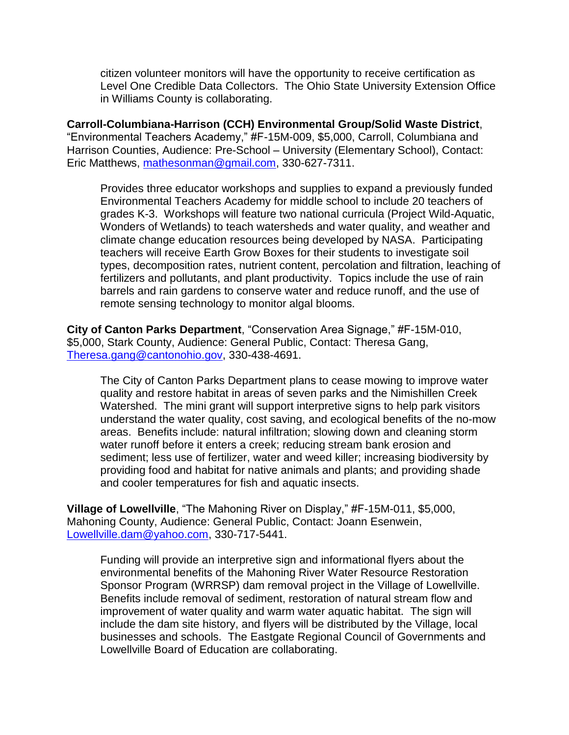citizen volunteer monitors will have the opportunity to receive certification as Level One Credible Data Collectors. The Ohio State University Extension Office in Williams County is collaborating.

**Carroll-Columbiana-Harrison (CCH) Environmental Group/Solid Waste District**, "Environmental Teachers Academy," #F-15M-009, $5,000, Carroll, Columbiana and Harrison Counties, Audience: Pre-School – University (Elementary School), Contact: Eric Matthews, mathesonman@gmail.com, 330-627-7311.

Provides three educator workshops and supplies to expand a previously funded Environmental Teachers Academy for middle school to include 20 teachers of grades K-3. Workshops will feature two national curricula (Project Wild-Aquatic, Wonders of Wetlands) to teach watersheds and water quality, and weather and climate change education resources being developed by NASA. Participating teachers will receive Earth Grow Boxes for their students to investigate soil types, decomposition rates, nutrient content, percolation and filtration, leaching of fertilizers and pollutants, and plant productivity. Topics include the use of rain barrels and rain gardens to conserve water and reduce runoff, and the use of remote sensing technology to monitor algal blooms.

**City of Canton Parks Department**, "Conservation Area Signage," #F-15M-010, $5,000, Stark County, Audience: General Public, Contact: Theresa Gang, Theresa.gang@cantonohio.gov, 330-438-4691.

The City of Canton Parks Department plans to cease mowing to improve water quality and restore habitat in areas of seven parks and the Nimishillen Creek Watershed. The mini grant will support interpretive signs to help park visitors understand the water quality, cost saving, and ecological benefits of the no-mow areas. Benefits include: natural infiltration; slowing down and cleaning storm water runoff before it enters a creek; reducing stream bank erosion and sediment; less use of fertilizer, water and weed killer; increasing biodiversity by providing food and habitat for native animals and plants; and providing shade and cooler temperatures for fish and aquatic insects.

**Village of Lowellville**, "The Mahoning River on Display," #F-15M-011, $5,000, Mahoning County, Audience: General Public, Contact: Joann Esenwein, Lowellville.dam@yahoo.com, 330-717-5441.

Funding will provide an interpretive sign and informational flyers about the environmental benefits of the Mahoning River Water Resource Restoration Sponsor Program (WRRSP) dam removal project in the Village of Lowellville. Benefits include removal of sediment, restoration of natural stream flow and improvement of water quality and warm water aquatic habitat. The sign will include the dam site history, and flyers will be distributed by the Village, local businesses and schools. The Eastgate Regional Council of Governments and Lowellville Board of Education are collaborating.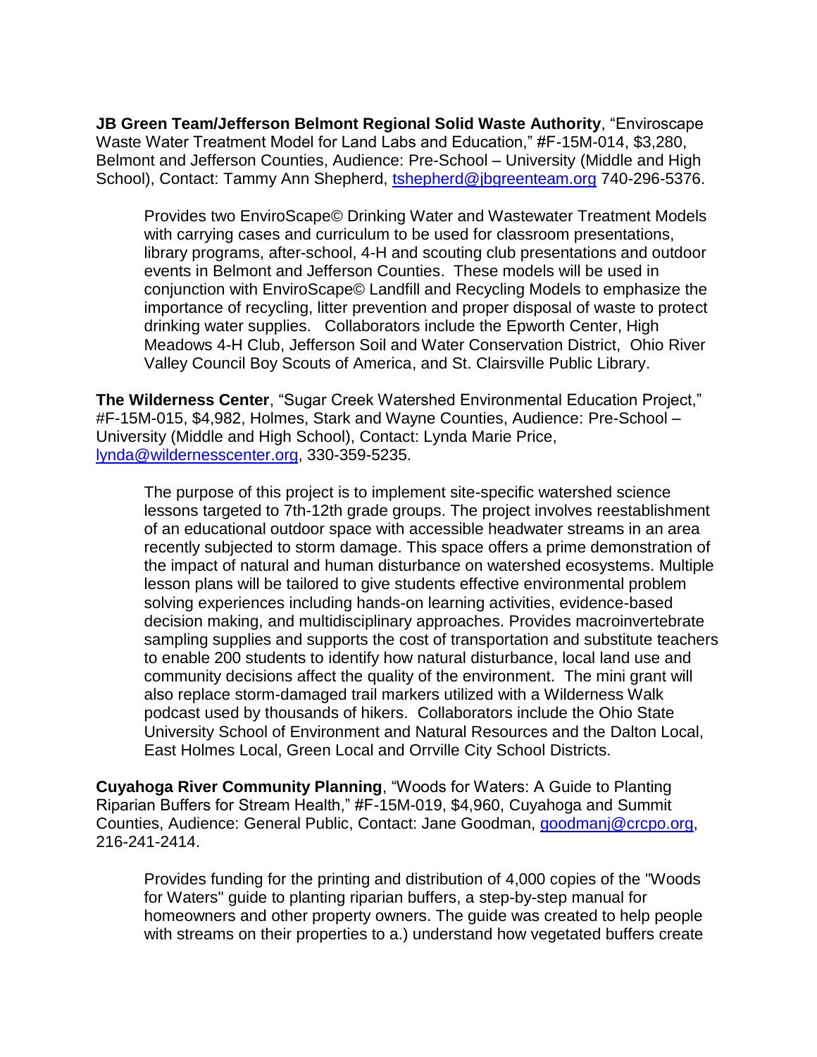**JB Green Team/Jefferson Belmont Regional Solid Waste Authority**, "Enviroscape Waste Water Treatment Model for Land Labs and Education," #F-15M-014, $3,280, Belmont and Jefferson Counties, Audience: Pre-School – University (Middle and High School), Contact: Tammy Ann Shepherd, tshepherd@jbgreenteam.org 740-296-5376.

Provides two EnviroScape© Drinking Water and Wastewater Treatment Models with carrying cases and curriculum to be used for classroom presentations, library programs, after-school, 4-H and scouting club presentations and outdoor events in Belmont and Jefferson Counties. These models will be used in conjunction with EnviroScape© Landfill and Recycling Models to emphasize the importance of recycling, litter prevention and proper disposal of waste to protect drinking water supplies. Collaborators include the Epworth Center, High Meadows 4-H Club, Jefferson Soil and Water Conservation District, Ohio River Valley Council Boy Scouts of America, and St. Clairsville Public Library.

**The Wilderness Center**, "Sugar Creek Watershed Environmental Education Project," #F-15M-015, $4,982, Holmes, Stark and Wayne Counties, Audience: Pre-School – University (Middle and High School), Contact: Lynda Marie Price, lynda@wildernesscenter.org, 330-359-5235.

The purpose of this project is to implement site-specific watershed science lessons targeted to 7th-12th grade groups. The project involves reestablishment of an educational outdoor space with accessible headwater streams in an area recently subjected to storm damage. This space offers a prime demonstration of the impact of natural and human disturbance on watershed ecosystems. Multiple lesson plans will be tailored to give students effective environmental problem solving experiences including hands-on learning activities, evidence-based decision making, and multidisciplinary approaches. Provides macroinvertebrate sampling supplies and supports the cost of transportation and substitute teachers to enable 200 students to identify how natural disturbance, local land use and community decisions affect the quality of the environment. The mini grant will also replace storm-damaged trail markers utilized with a Wilderness Walk podcast used by thousands of hikers. Collaborators include the Ohio State University School of Environment and Natural Resources and the Dalton Local, East Holmes Local, Green Local and Orrville City School Districts.

**Cuyahoga River Community Planning**, "Woods for Waters: A Guide to Planting Riparian Buffers for Stream Health," #F-15M-019, $4,960, Cuyahoga and Summit Counties, Audience: General Public, Contact: Jane Goodman, goodmanj@crcpo.org, 216-241-2414.

Provides funding for the printing and distribution of 4,000 copies of the "Woods for Waters" guide to planting riparian buffers, a step-by-step manual for homeowners and other property owners. The guide was created to help people with streams on their properties to a.) understand how vegetated buffers create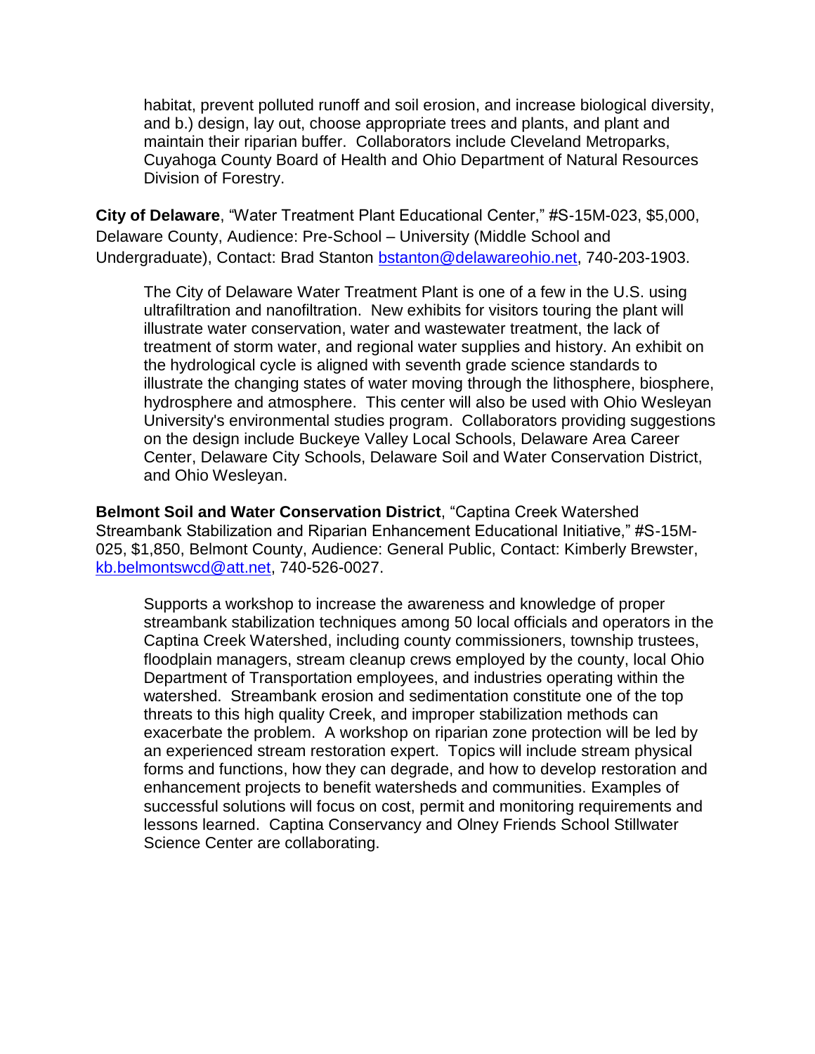habitat, prevent polluted runoff and soil erosion, and increase biological diversity, and b.) design, lay out, choose appropriate trees and plants, and plant and maintain their riparian buffer. Collaborators include Cleveland Metroparks, Cuyahoga County Board of Health and Ohio Department of Natural Resources Division of Forestry.

**City of Delaware**, "Water Treatment Plant Educational Center," #S-15M-023, $5,000, Delaware County, Audience: Pre-School – University (Middle School and Undergraduate), Contact: Brad Stanton bstanton@delawareohio.net, 740-203-1903.

The City of Delaware Water Treatment Plant is one of a few in the U.S. using ultrafiltration and nanofiltration. New exhibits for visitors touring the plant will illustrate water conservation, water and wastewater treatment, the lack of treatment of storm water, and regional water supplies and history. An exhibit on the hydrological cycle is aligned with seventh grade science standards to illustrate the changing states of water moving through the lithosphere, biosphere, hydrosphere and atmosphere. This center will also be used with Ohio Wesleyan University's environmental studies program. Collaborators providing suggestions on the design include Buckeye Valley Local Schools, Delaware Area Career Center, Delaware City Schools, Delaware Soil and Water Conservation District, and Ohio Wesleyan.

**Belmont Soil and Water Conservation District**, "Captina Creek Watershed Streambank Stabilization and Riparian Enhancement Educational Initiative," #S-15M-025, $1,850, Belmont County, Audience: General Public, Contact: Kimberly Brewster, kb.belmontswcd@att.net, 740-526-0027.

Supports a workshop to increase the awareness and knowledge of proper streambank stabilization techniques among 50 local officials and operators in the Captina Creek Watershed, including county commissioners, township trustees, floodplain managers, stream cleanup crews employed by the county, local Ohio Department of Transportation employees, and industries operating within the watershed. Streambank erosion and sedimentation constitute one of the top threats to this high quality Creek, and improper stabilization methods can exacerbate the problem. A workshop on riparian zone protection will be led by an experienced stream restoration expert. Topics will include stream physical forms and functions, how they can degrade, and how to develop restoration and enhancement projects to benefit watersheds and communities. Examples of successful solutions will focus on cost, permit and monitoring requirements and lessons learned. Captina Conservancy and Olney Friends School Stillwater Science Center are collaborating.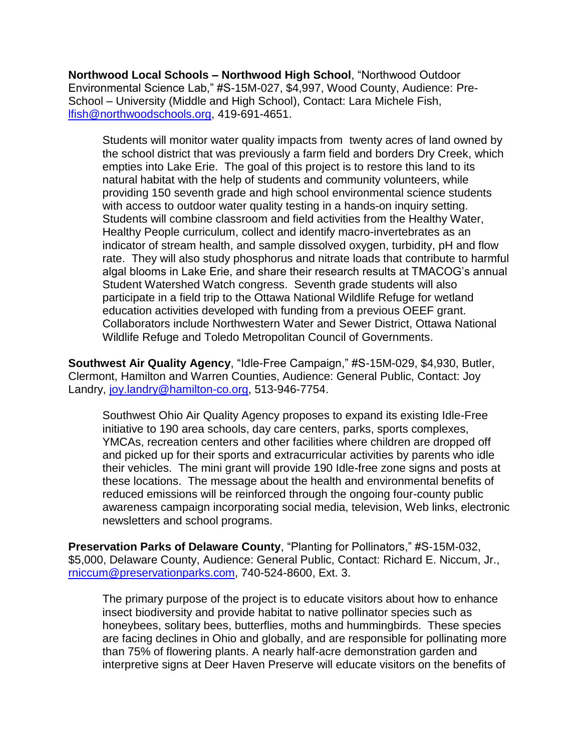**Northwood Local Schools – Northwood High School**, "Northwood Outdoor Environmental Science Lab," #S-15M-027, $4,997, Wood County, Audience: Pre-School – University (Middle and High School), Contact: Lara Michele Fish, lfish@northwoodschools.org, 419-691-4651.

> Students will monitor water quality impacts from twenty acres of land owned by the school district that was previously a farm field and borders Dry Creek, which empties into Lake Erie. The goal of this project is to restore this land to its natural habitat with the help of students and community volunteers, while providing 150 seventh grade and high school environmental science students with access to outdoor water quality testing in a hands-on inquiry setting. Students will combine classroom and field activities from the Healthy Water, Healthy People curriculum, collect and identify macro-invertebrates as an indicator of stream health, and sample dissolved oxygen, turbidity, pH and flow rate. They will also study phosphorus and nitrate loads that contribute to harmful algal blooms in Lake Erie, and share their research results at TMACOG's annual Student Watershed Watch congress. Seventh grade students will also participate in a field trip to the Ottawa National Wildlife Refuge for wetland education activities developed with funding from a previous OEEF grant. Collaborators include Northwestern Water and Sewer District, Ottawa National Wildlife Refuge and Toledo Metropolitan Council of Governments.

**Southwest Air Quality Agency**, "Idle-Free Campaign," #S-15M-029, $4,930, Butler, Clermont, Hamilton and Warren Counties, Audience: General Public, Contact: Joy Landry, joy.landry@hamilton-co.org, 513-946-7754.

> Southwest Ohio Air Quality Agency proposes to expand its existing Idle-Free initiative to 190 area schools, day care centers, parks, sports complexes, YMCAs, recreation centers and other facilities where children are dropped off and picked up for their sports and extracurricular activities by parents who idle their vehicles. The mini grant will provide 190 Idle-free zone signs and posts at these locations. The message about the health and environmental benefits of reduced emissions will be reinforced through the ongoing four-county public awareness campaign incorporating social media, television, Web links, electronic newsletters and school programs.

**Preservation Parks of Delaware County**, "Planting for Pollinators," #S-15M-032, $5,000, Delaware County, Audience: General Public, Contact: Richard E. Niccum, Jr., rniccum@preservationparks.com, 740-524-8600, Ext. 3.

> The primary purpose of the project is to educate visitors about how to enhance insect biodiversity and provide habitat to native pollinator species such as honeybees, solitary bees, butterflies, moths and hummingbirds. These species are facing declines in Ohio and globally, and are responsible for pollinating more than 75% of flowering plants. A nearly half-acre demonstration garden and interpretive signs at Deer Haven Preserve will educate visitors on the benefits of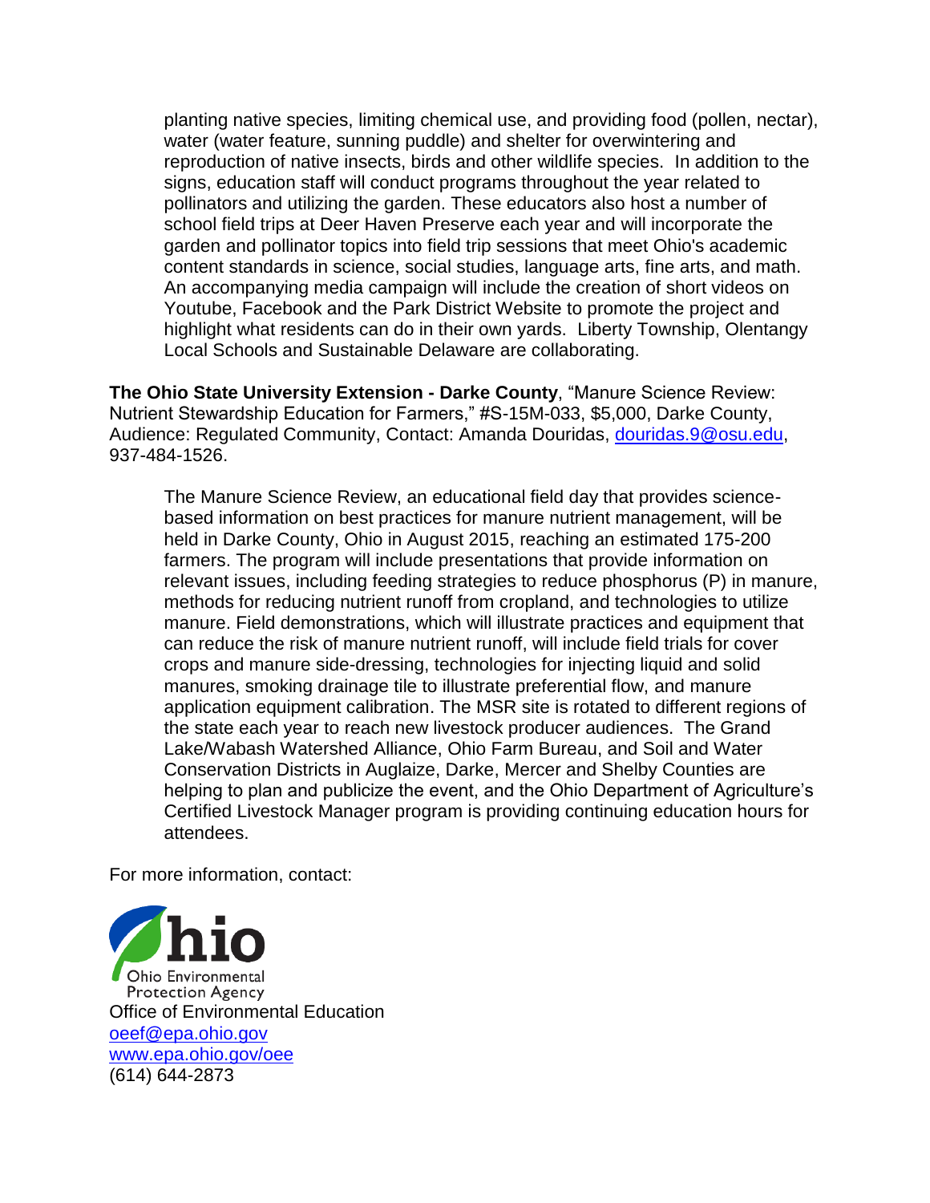planting native species, limiting chemical use, and providing food (pollen, nectar), water (water feature, sunning puddle) and shelter for overwintering and reproduction of native insects, birds and other wildlife species. In addition to the signs, education staff will conduct programs throughout the year related to pollinators and utilizing the garden. These educators also host a number of school field trips at Deer Haven Preserve each year and will incorporate the garden and pollinator topics into field trip sessions that meet Ohio's academic content standards in science, social studies, language arts, fine arts, and math. An accompanying media campaign will include the creation of short videos on Youtube, Facebook and the Park District Website to promote the project and highlight what residents can do in their own yards. Liberty Township, Olentangy Local Schools and Sustainable Delaware are collaborating.

**The Ohio State University Extension - Darke County**, "Manure Science Review: Nutrient Stewardship Education for Farmers," #S-15M-033, $5,000, Darke County, Audience: Regulated Community, Contact: Amanda Douridas, douridas.9@osu.edu, 937-484-1526.

The Manure Science Review, an educational field day that provides science-based information on best practices for manure nutrient management, will be held in Darke County, Ohio in August 2015, reaching an estimated 175-200 farmers. The program will include presentations that provide information on relevant issues, including feeding strategies to reduce phosphorus (P) in manure, methods for reducing nutrient runoff from cropland, and technologies to utilize manure. Field demonstrations, which will illustrate practices and equipment that can reduce the risk of manure nutrient runoff, will include field trials for cover crops and manure side-dressing, technologies for injecting liquid and solid manures, smoking drainage tile to illustrate preferential flow, and manure application equipment calibration. The MSR site is rotated to different regions of the state each year to reach new livestock producer audiences. The Grand Lake/Wabash Watershed Alliance, Ohio Farm Bureau, and Soil and Water Conservation Districts in Auglaize, Darke, Mercer and Shelby Counties are helping to plan and publicize the event, and the Ohio Department of Agriculture's Certified Livestock Manager program is providing continuing education hours for attendees.

For more information, contact:

Ohio Environmental Protection Agency
Office of Environmental Education
oeef@epa.ohio.gov
www.epa.ohio.gov/oee
(614) 644-2873